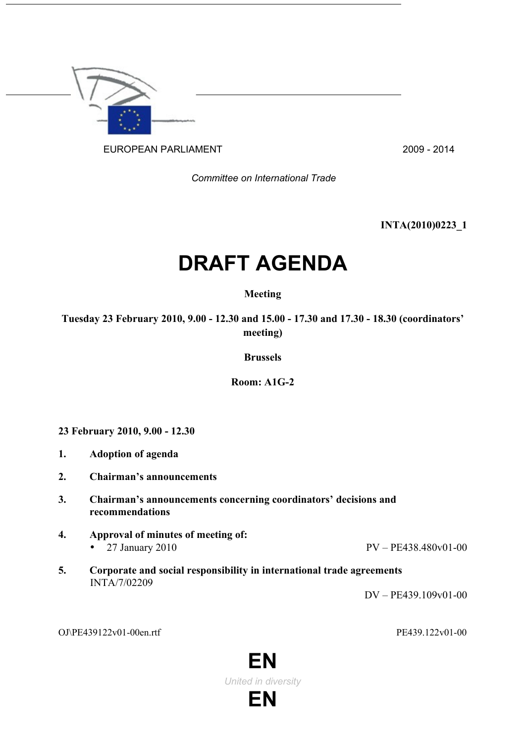EUROPEAN PARLIAMENT 2009 - 2014

*Committee on International Trade*

**INTA(2010)0223_1**

# DRAFT AGENDA

**Meeting**

**Tuesday 23 February 2010, 9.00 - 12.30 and 15.00 - 17.30 and 17.30 - 18.30 (coordinators' meeting)**

**Brussels**

**Room: A1G-2**

**23 February 2010, 9.00 - 12.30**

1. **Adoption of agenda**

2. **Chairman's announcements**

3. **Chairman's announcements concerning coordinators' decisions and recommendations**

4. **Approval of minutes of meeting of:**
   - 27 January 2010 PV – PE438.480v01-00

5. **Corporate and social responsibility in international trade agreements**
   INTA/7/02209
   DV – PE439.109v01-00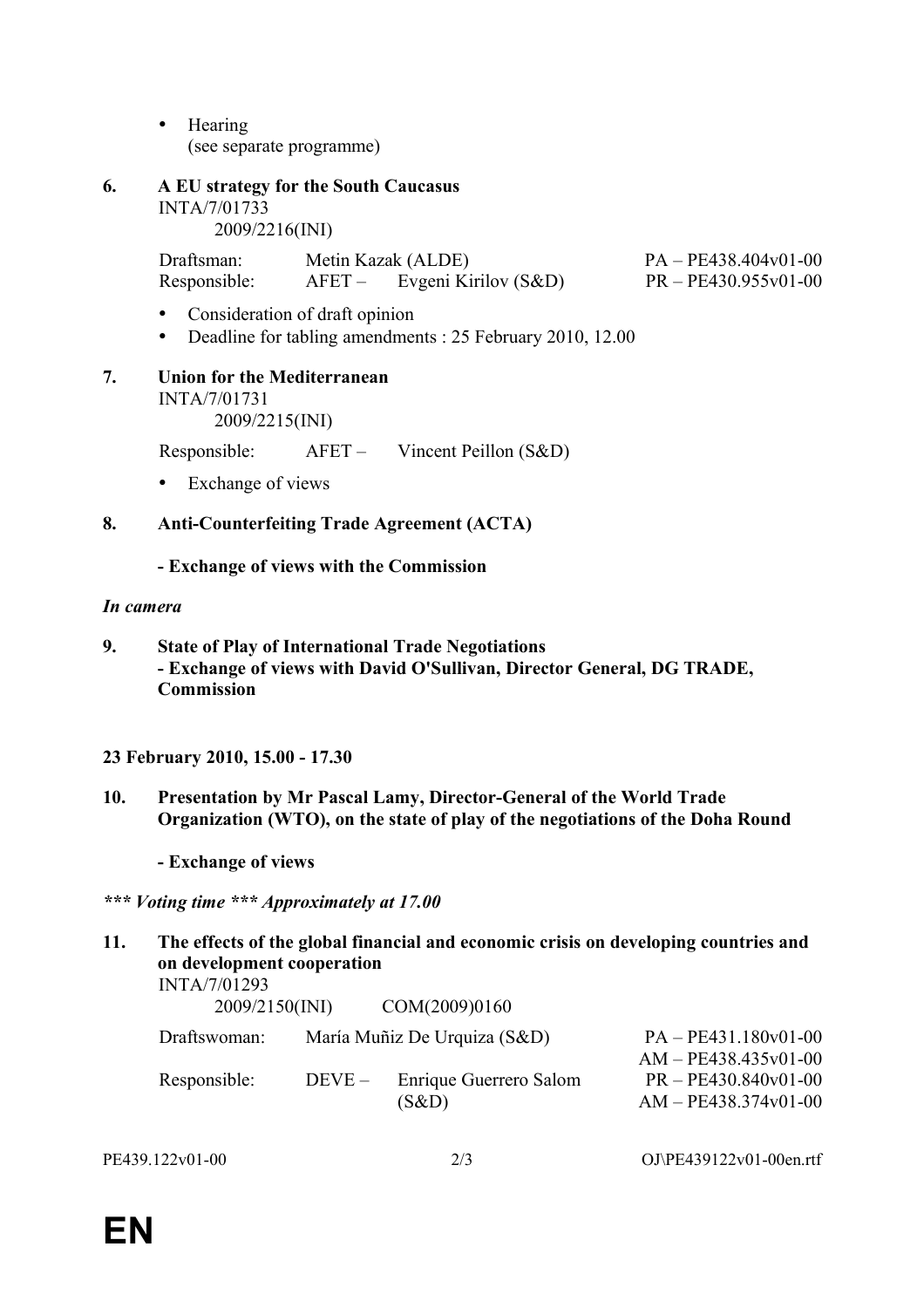- Hearing
  (see separate programme)

**6. A EU strategy for the South Caucasus**

INTA/7/01733
2009/2216(INI)

| | | |
|---|---|---|
| Draftsman: | Metin Kazak (ALDE) | PA – PE438.404v01-00 |
| Responsible: | AFET – Evgeni Kirilov (S&D) | PR – PE430.955v01-00 |

- Consideration of draft opinion
- Deadline for tabling amendments : 25 February 2010, 12.00

**7. Union for the Mediterranean**

INTA/7/01731
2009/2215(INI)

Responsible: AFET – Vincent Peillon (S&D)

- Exchange of views

**8. Anti-Counterfeiting Trade Agreement (ACTA)**

**- Exchange of views with the Commission**

***In camera***

**9. State of Play of International Trade Negotiations**
**- Exchange of views with David O'Sullivan, Director General, DG TRADE, Commission**

**23 February 2010, 15.00 - 17.30**

**10. Presentation by Mr Pascal Lamy, Director-General of the World Trade Organization (WTO), on the state of play of the negotiations of the Doha Round**

**- Exchange of views**

***\*\*\* Voting time \*\*\* Approximately at 17.00***

**11. The effects of the global financial and economic crisis on developing countries and on development cooperation**

INTA/7/01293
2009/2150(INI) COM(2009)0160

| | | |
|---|---|---|
| Draftswoman: | María Muñiz De Urquiza (S&D) | PA – PE431.180v01-00<br>AM – PE438.435v01-00 |
| Responsible: | DEVE – Enrique Guerrero Salom (S&D) | PR – PE430.840v01-00<br>AM – PE438.374v01-00 |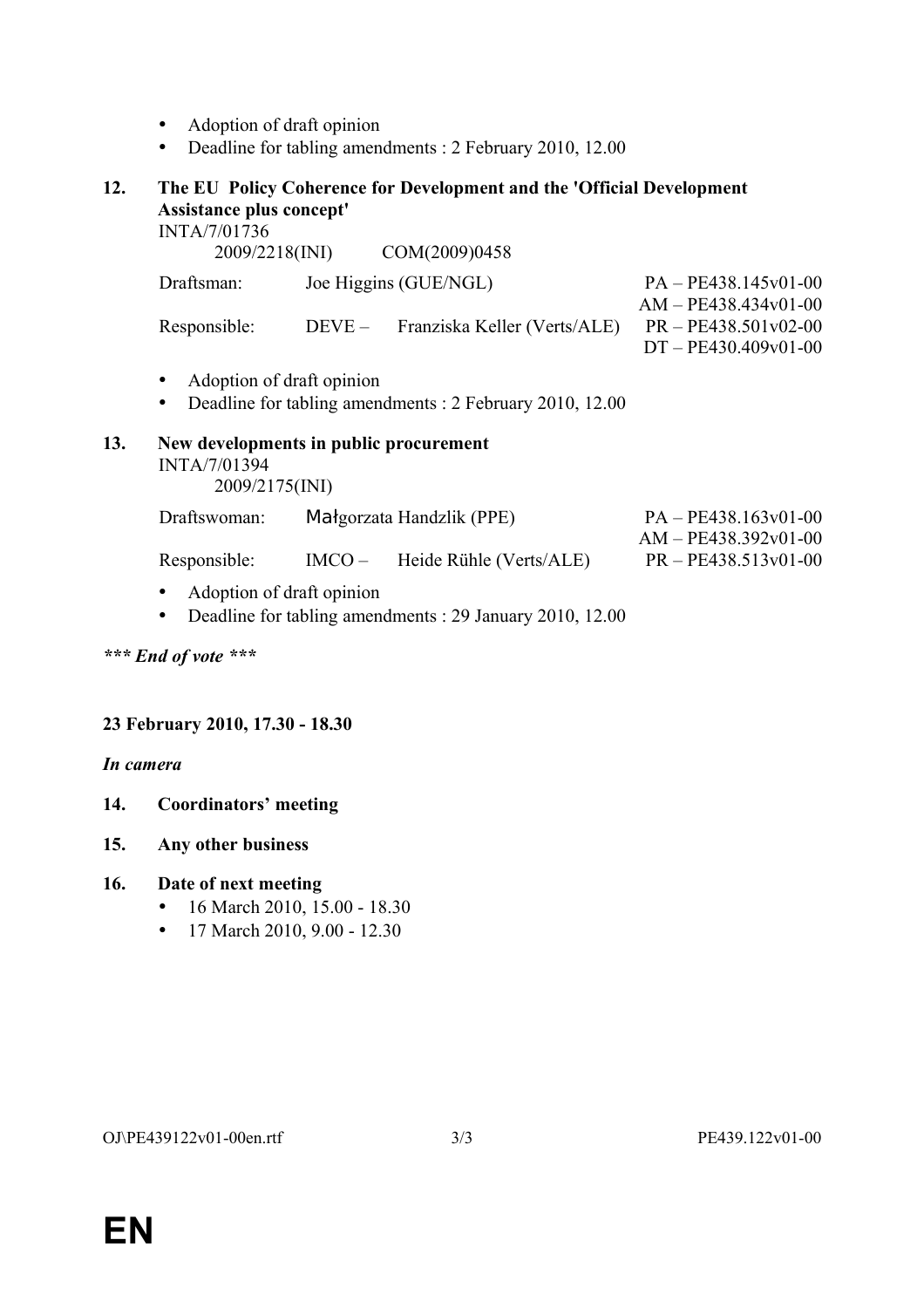- Adoption of draft opinion
- Deadline for tabling amendments : 2 February 2010, 12.00

**12. The EU Policy Coherence for Development and the 'Official Development Assistance plus concept'**

INTA/7/01736
2009/2218(INI) COM(2009)0458

| | | | |
|---|---|---|---|
| Draftsman: | Joe Higgins (GUE/NGL) | | PA – PE438.145v01-00<br>AM – PE438.434v01-00 |
| Responsible: | DEVE – | Franziska Keller (Verts/ALE) | PR – PE438.501v02-00<br>DT – PE430.409v01-00 |

- Adoption of draft opinion
- Deadline for tabling amendments : 2 February 2010, 12.00

**13. New developments in public procurement**

INTA/7/01394
2009/2175(INI)

| | | | |
|---|---|---|---|
| Draftswoman: | Małgorzata Handzlik (PPE) | | PA – PE438.163v01-00<br>AM – PE438.392v01-00 |
| Responsible: | IMCO – | Heide Rühle (Verts/ALE) | PR – PE438.513v01-00 |

- Adoption of draft opinion
- Deadline for tabling amendments : 29 January 2010, 12.00

***\*\*\* End of vote \*\*\****

**23 February 2010, 17.30 - 18.30**

***In camera***

**14. Coordinators' meeting**

**15. Any other business**

**16. Date of next meeting**

- 16 March 2010, 15.00 - 18.30
- 17 March 2010, 9.00 - 12.30